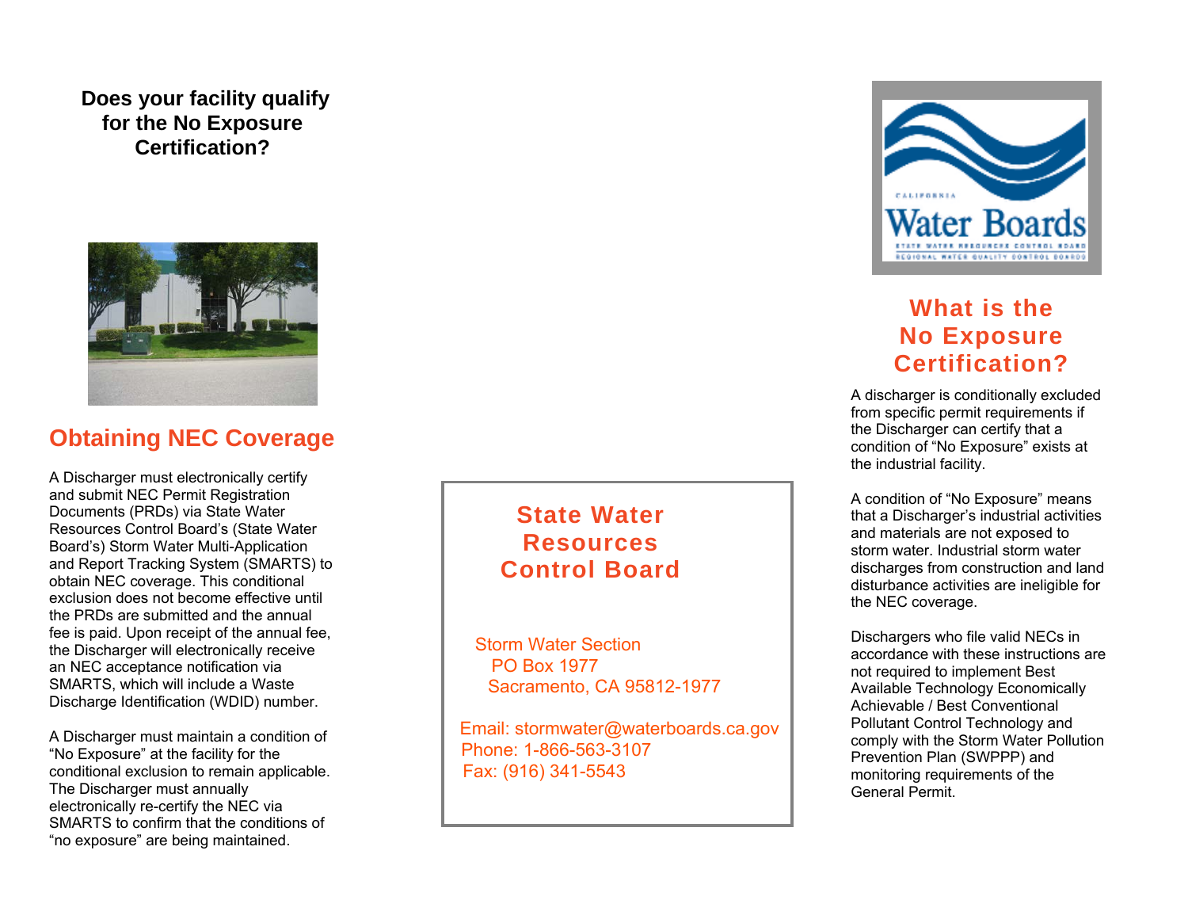**Does your facility qualify for the No Exposure Certification?**

## Obtaining NEC Coverage

A Discharger must electronically certify and submit NEC Permit Registration Documents (PRDs) via State Water Resources Control Board's (State Water Board's) Storm Water Multi-Application and Report Tracking System (SMARTS) to obtain NEC coverage. This conditional exclusion does not become effective until the PRDs are submitted and the annual fee is paid. Upon receipt of the annual fee, the Discharger will electronically receive an NEC acceptance notification via SMARTS, which will include a Waste Discharge Identification (WDID) number.

A Discharger must maintain a condition of "No Exposure" at the facility for the conditional exclusion to remain applicable. The Discharger must annually electronically re-certify the NEC via SMARTS to confirm that the conditions of "no exposure" are being maintained.

## State Water Resources Control Board

Storm Water Section
PO Box 1977
Sacramento, CA 95812-1977

Email: stormwater@waterboards.ca.gov
Phone: 1-866-563-3107
Fax: (916) 341-5543

California Water Boards
State Water Resources Control Board
Regional Water Quality Control Boards

## What is the No Exposure Certification?

A discharger is conditionally excluded from specific permit requirements if the Discharger can certify that a condition of "No Exposure" exists at the industrial facility.

A condition of "No Exposure" means that a Discharger's industrial activities and materials are not exposed to storm water. Industrial storm water discharges from construction and land disturbance activities are ineligible for the NEC coverage.

Dischargers who file valid NECs in accordance with these instructions are not required to implement Best Available Technology Economically Achievable / Best Conventional Pollutant Control Technology and comply with the Storm Water Pollution Prevention Plan (SWPPP) and monitoring requirements of the General Permit.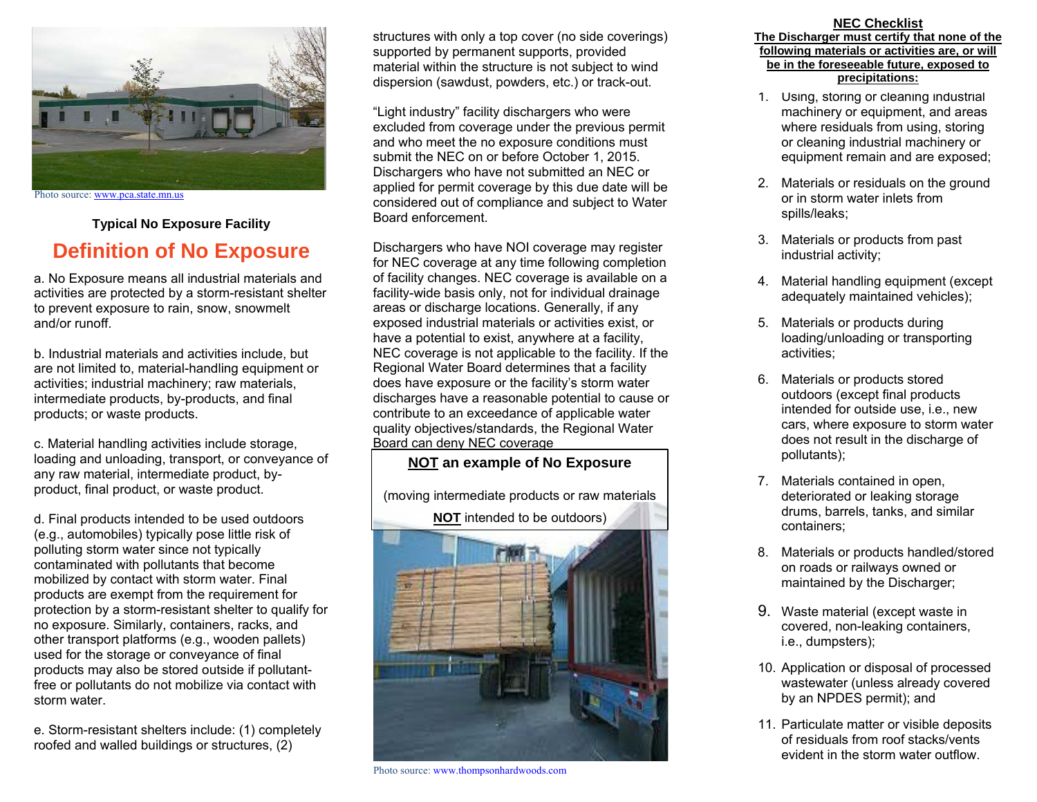Photo source: www.pca.state.mn.us

**Typical No Exposure Facility**

# Definition of No Exposure

a. No Exposure means all industrial materials and activities are protected by a storm-resistant shelter to prevent exposure to rain, snow, snowmelt and/or runoff.

b. Industrial materials and activities include, but are not limited to, material-handling equipment or activities; industrial machinery; raw materials, intermediate products, by-products, and final products; or waste products.

c. Material handling activities include storage, loading and unloading, transport, or conveyance of any raw material, intermediate product, by-product, final product, or waste product.

d. Final products intended to be used outdoors (e.g., automobiles) typically pose little risk of polluting storm water since not typically contaminated with pollutants that become mobilized by contact with storm water. Final products are exempt from the requirement for protection by a storm-resistant shelter to qualify for no exposure. Similarly, containers, racks, and other transport platforms (e.g., wooden pallets) used for the storage or conveyance of final products may also be stored outside if pollutant-free or pollutants do not mobilize via contact with storm water.

e. Storm-resistant shelters include: (1) completely roofed and walled buildings or structures, (2) structures with only a top cover (no side coverings) supported by permanent supports, provided material within the structure is not subject to wind dispersion (sawdust, powders, etc.) or track-out.

"Light industry" facility dischargers who were excluded from coverage under the previous permit and who meet the no exposure conditions must submit the NEC on or before October 1, 2015. Dischargers who have not submitted an NEC or applied for permit coverage by this due date will be considered out of compliance and subject to Water Board enforcement.

Dischargers who have NOI coverage may register for NEC coverage at any time following completion of facility changes. NEC coverage is available on a facility-wide basis only, not for individual drainage areas or discharge locations. Generally, if any exposed industrial materials or activities exist, or have a potential to exist, anywhere at a facility, NEC coverage is not applicable to the facility. If the Regional Water Board determines that a facility does have exposure or the facility's storm water discharges have a reasonable potential to cause or contribute to an exceedance of applicable water quality objectives/standards, the Regional Water Board can deny NEC coverage

**NOT an example of No Exposure**

(moving intermediate products or raw materials **NOT** intended to be outdoors)

Photo source: www.thompsonhardwoods.com

**NEC Checklist**

**The Discharger must certify that none of the following materials or activities are, or will be in the foreseeable future, exposed to precipitations:**

1. Using, storing or cleaning industrial machinery or equipment, and areas where residuals from using, storing or cleaning industrial machinery or equipment remain and are exposed;
2. Materials or residuals on the ground or in storm water inlets from spills/leaks;
3. Materials or products from past industrial activity;
4. Material handling equipment (except adequately maintained vehicles);
5. Materials or products during loading/unloading or transporting activities;
6. Materials or products stored outdoors (except final products intended for outside use, i.e., new cars, where exposure to storm water does not result in the discharge of pollutants);
7. Materials contained in open, deteriorated or leaking storage drums, barrels, tanks, and similar containers;
8. Materials or products handled/stored on roads or railways owned or maintained by the Discharger;
9. Waste material (except waste in covered, non-leaking containers, i.e., dumpsters);
10. Application or disposal of processed wastewater (unless already covered by an NPDES permit); and
11. Particulate matter or visible deposits of residuals from roof stacks/vents evident in the storm water outflow.